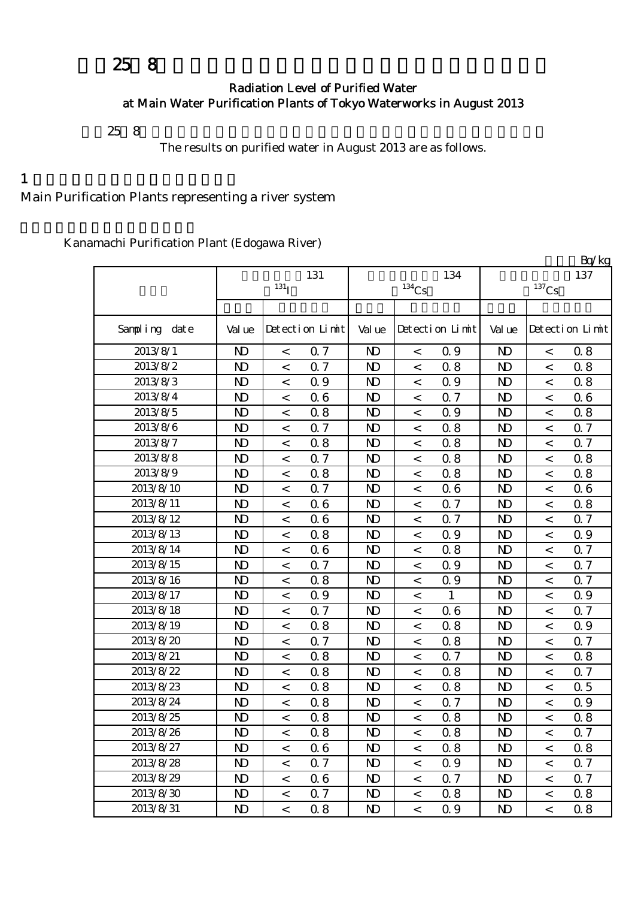# 25 8

## Radiation Level of Purified Water at Main Water Purification Plants of Tokyo Waterworks in August 2013

25 8

The results on purified water in August 2013 are as follows.

## 1

Main Purification Plants representing a river system

Kanamachi Purification Plant (Edogawa River)

Bq/kg

| | 131 $^{131}I$ | | | 134 $^{134}Cs$ | | | 137 $^{137}Cs$ | | |
|---|---|---|---|---|---|---|---|---|---|
| Sampling date | Value | Detection Limit | | Value | Detection Limit | | Value | Detection Limit | |
| 2013/8/1 | ND | < | 0.7 | ND | < | 0.9 | ND | < | 0.8 |
| 2013/8/2 | ND | < | 0.7 | ND | < | 0.8 | ND | < | 0.8 |
| 2013/8/3 | ND | < | 0.9 | ND | < | 0.9 | ND | < | 0.8 |
| 2013/8/4 | ND | < | 0.6 | ND | < | 0.7 | ND | < | 0.6 |
| 2013/8/5 | ND | < | 0.8 | ND | < | 0.9 | ND | < | 0.8 |
| 2013/8/6 | ND | < | 0.7 | ND | < | 0.8 | ND | < | 0.7 |
| 2013/8/7 | ND | < | 0.8 | ND | < | 0.8 | ND | < | 0.7 |
| 2013/8/8 | ND | < | 0.7 | ND | < | 0.8 | ND | < | 0.8 |
| 2013/8/9 | ND | < | 0.8 | ND | < | 0.8 | ND | < | 0.8 |
| 2013/8/10 | ND | < | 0.7 | ND | < | 0.6 | ND | < | 0.6 |
| 2013/8/11 | ND | < | 0.6 | ND | < | 0.7 | ND | < | 0.8 |
| 2013/8/12 | ND | < | 0.6 | ND | < | 0.7 | ND | < | 0.7 |
| 2013/8/13 | ND | < | 0.8 | ND | < | 0.9 | ND | < | 0.9 |
| 2013/8/14 | ND | < | 0.6 | ND | < | 0.8 | ND | < | 0.7 |
| 2013/8/15 | ND | < | 0.7 | ND | < | 0.9 | ND | < | 0.7 |
| 2013/8/16 | ND | < | 0.8 | ND | < | 0.9 | ND | < | 0.7 |
| 2013/8/17 | ND | < | 0.9 | ND | < | 1 | ND | < | 0.9 |
| 2013/8/18 | ND | < | 0.7 | ND | < | 0.6 | ND | < | 0.7 |
| 2013/8/19 | ND | < | 0.8 | ND | < | 0.8 | ND | < | 0.9 |
| 2013/8/20 | ND | < | 0.7 | ND | < | 0.8 | ND | < | 0.7 |
| 2013/8/21 | ND | < | 0.8 | ND | < | 0.7 | ND | < | 0.8 |
| 2013/8/22 | ND | < | 0.8 | ND | < | 0.8 | ND | < | 0.7 |
| 2013/8/23 | ND | < | 0.8 | ND | < | 0.8 | ND | < | 0.5 |
| 2013/8/24 | ND | < | 0.8 | ND | < | 0.7 | ND | < | 0.9 |
| 2013/8/25 | ND | < | 0.8 | ND | < | 0.8 | ND | < | 0.8 |
| 2013/8/26 | ND | < | 0.8 | ND | < | 0.8 | ND | < | 0.7 |
| 2013/8/27 | ND | < | 0.6 | ND | < | 0.8 | ND | < | 0.8 |
| 2013/8/28 | ND | < | 0.7 | ND | < | 0.9 | ND | < | 0.7 |
| 2013/8/29 | ND | < | 0.6 | ND | < | 0.7 | ND | < | 0.7 |
| 2013/8/30 | ND | < | 0.7 | ND | < | 0.8 | ND | < | 0.8 |
| 2013/8/31 | ND | < | 0.8 | ND | < | 0.9 | ND | < | 0.8 |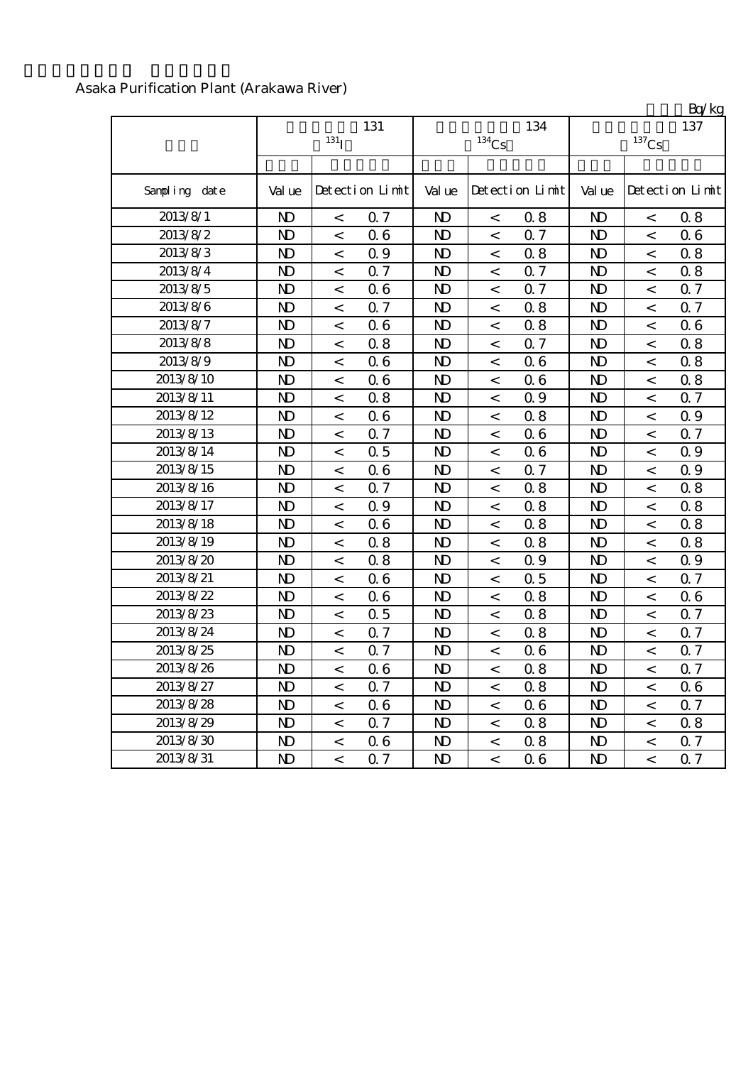Asaka Purification Plant (Arakawa River)

Bq/kg

| | 131 $^{131}I$ | | | 134 $^{134}Cs$ | | | 137 $^{137}Cs$ | | |
|---|---|---|---|---|---|---|---|---|---|
| Sampling date | Value | Detection Limit | | Value | Detection Limit | | Value | Detection Limit | |
| 2013/8/1 | ND | < | 0.7 | ND | < | 0.8 | ND | < | 0.8 |
| 2013/8/2 | ND | < | 0.6 | ND | < | 0.7 | ND | < | 0.6 |
| 2013/8/3 | ND | < | 0.9 | ND | < | 0.8 | ND | < | 0.8 |
| 2013/8/4 | ND | < | 0.7 | ND | < | 0.7 | ND | < | 0.8 |
| 2013/8/5 | ND | < | 0.6 | ND | < | 0.7 | ND | < | 0.7 |
| 2013/8/6 | ND | < | 0.7 | ND | < | 0.8 | ND | < | 0.7 |
| 2013/8/7 | ND | < | 0.6 | ND | < | 0.8 | ND | < | 0.6 |
| 2013/8/8 | ND | < | 0.8 | ND | < | 0.7 | ND | < | 0.8 |
| 2013/8/9 | ND | < | 0.6 | ND | < | 0.6 | ND | < | 0.8 |
| 2013/8/10 | ND | < | 0.6 | ND | < | 0.6 | ND | < | 0.8 |
| 2013/8/11 | ND | < | 0.8 | ND | < | 0.9 | ND | < | 0.7 |
| 2013/8/12 | ND | < | 0.6 | ND | < | 0.8 | ND | < | 0.9 |
| 2013/8/13 | ND | < | 0.7 | ND | < | 0.6 | ND | < | 0.7 |
| 2013/8/14 | ND | < | 0.5 | ND | < | 0.6 | ND | < | 0.9 |
| 2013/8/15 | ND | < | 0.6 | ND | < | 0.7 | ND | < | 0.9 |
| 2013/8/16 | ND | < | 0.7 | ND | < | 0.8 | ND | < | 0.8 |
| 2013/8/17 | ND | < | 0.9 | ND | < | 0.8 | ND | < | 0.8 |
| 2013/8/18 | ND | < | 0.6 | ND | < | 0.8 | ND | < | 0.8 |
| 2013/8/19 | ND | < | 0.8 | ND | < | 0.8 | ND | < | 0.8 |
| 2013/8/20 | ND | < | 0.8 | ND | < | 0.9 | ND | < | 0.9 |
| 2013/8/21 | ND | < | 0.6 | ND | < | 0.5 | ND | < | 0.7 |
| 2013/8/22 | ND | < | 0.6 | ND | < | 0.8 | ND | < | 0.6 |
| 2013/8/23 | ND | < | 0.5 | ND | < | 0.8 | ND | < | 0.7 |
| 2013/8/24 | ND | < | 0.7 | ND | < | 0.8 | ND | < | 0.7 |
| 2013/8/25 | ND | < | 0.7 | ND | < | 0.6 | ND | < | 0.7 |
| 2013/8/26 | ND | < | 0.6 | ND | < | 0.8 | ND | < | 0.7 |
| 2013/8/27 | ND | < | 0.7 | ND | < | 0.8 | ND | < | 0.6 |
| 2013/8/28 | ND | < | 0.6 | ND | < | 0.6 | ND | < | 0.7 |
| 2013/8/29 | ND | < | 0.7 | ND | < | 0.8 | ND | < | 0.8 |
| 2013/8/30 | ND | < | 0.6 | ND | < | 0.8 | ND | < | 0.7 |
| 2013/8/31 | ND | < | 0.7 | ND | < | 0.6 | ND | < | 0.7 |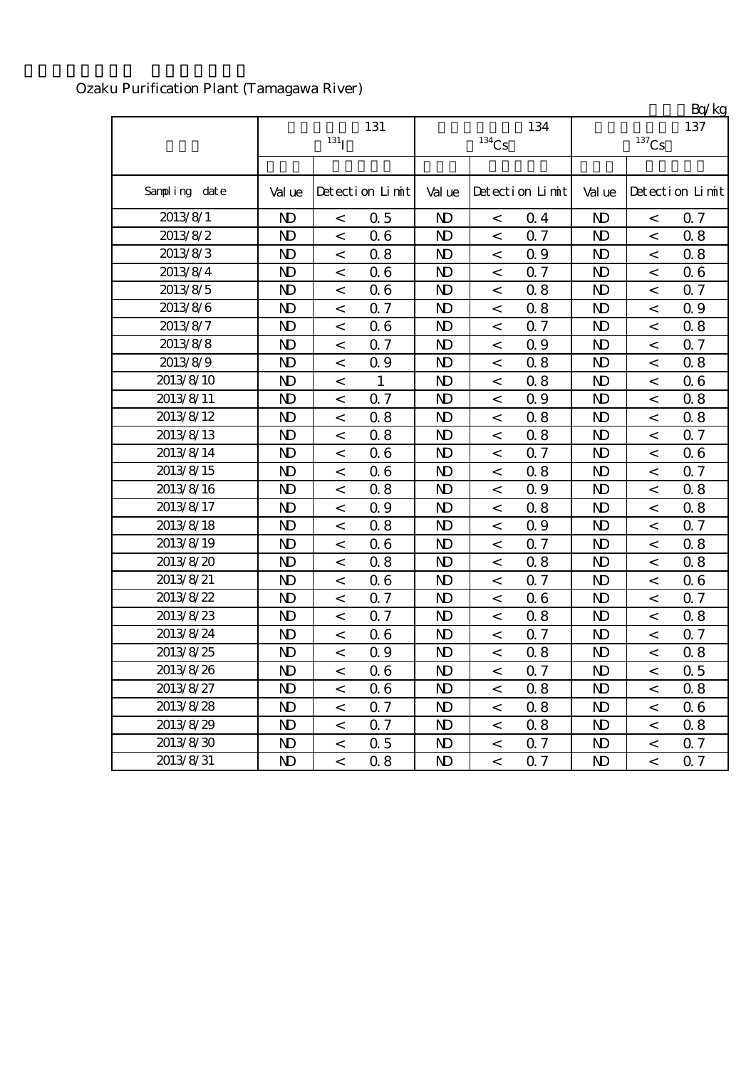Ozaku Purification Plant (Tamagawa River)

Bq/kg

| | 131 $^{131}I$ | | 134 $^{134}Cs$ | | 137 $^{137}Cs$ | |
|---|---|---|---|---|---|---|
| Sampling date | Value | Detection Limit | Value | Detection Limit | Value | Detection Limit |
| 2013/8/1 | ND | < 0.5 | ND | < 0.4 | ND | < 0.7 |
| 2013/8/2 | ND | < 0.6 | ND | < 0.7 | ND | < 0.8 |
| 2013/8/3 | ND | < 0.8 | ND | < 0.9 | ND | < 0.8 |
| 2013/8/4 | ND | < 0.6 | ND | < 0.7 | ND | < 0.6 |
| 2013/8/5 | ND | < 0.6 | ND | < 0.8 | ND | < 0.7 |
| 2013/8/6 | ND | < 0.7 | ND | < 0.8 | ND | < 0.9 |
| 2013/8/7 | ND | < 0.6 | ND | < 0.7 | ND | < 0.8 |
| 2013/8/8 | ND | < 0.7 | ND | < 0.9 | ND | < 0.7 |
| 2013/8/9 | ND | < 0.9 | ND | < 0.8 | ND | < 0.8 |
| 2013/8/10 | ND | < 1 | ND | < 0.8 | ND | < 0.6 |
| 2013/8/11 | ND | < 0.7 | ND | < 0.9 | ND | < 0.8 |
| 2013/8/12 | ND | < 0.8 | ND | < 0.8 | ND | < 0.8 |
| 2013/8/13 | ND | < 0.8 | ND | < 0.8 | ND | < 0.7 |
| 2013/8/14 | ND | < 0.6 | ND | < 0.7 | ND | < 0.6 |
| 2013/8/15 | ND | < 0.6 | ND | < 0.8 | ND | < 0.7 |
| 2013/8/16 | ND | < 0.8 | ND | < 0.9 | ND | < 0.8 |
| 2013/8/17 | ND | < 0.9 | ND | < 0.8 | ND | < 0.8 |
| 2013/8/18 | ND | < 0.8 | ND | < 0.9 | ND | < 0.7 |
| 2013/8/19 | ND | < 0.6 | ND | < 0.7 | ND | < 0.8 |
| 2013/8/20 | ND | < 0.8 | ND | < 0.8 | ND | < 0.8 |
| 2013/8/21 | ND | < 0.6 | ND | < 0.7 | ND | < 0.6 |
| 2013/8/22 | ND | < 0.7 | ND | < 0.6 | ND | < 0.7 |
| 2013/8/23 | ND | < 0.7 | ND | < 0.8 | ND | < 0.8 |
| 2013/8/24 | ND | < 0.6 | ND | < 0.7 | ND | < 0.7 |
| 2013/8/25 | ND | < 0.9 | ND | < 0.8 | ND | < 0.8 |
| 2013/8/26 | ND | < 0.6 | ND | < 0.7 | ND | < 0.5 |
| 2013/8/27 | ND | < 0.6 | ND | < 0.8 | ND | < 0.8 |
| 2013/8/28 | ND | < 0.7 | ND | < 0.8 | ND | < 0.6 |
| 2013/8/29 | ND | < 0.7 | ND | < 0.8 | ND | < 0.8 |
| 2013/8/30 | ND | < 0.5 | ND | < 0.7 | ND | < 0.7 |
| 2013/8/31 | ND | < 0.8 | ND | < 0.7 | ND | < 0.7 |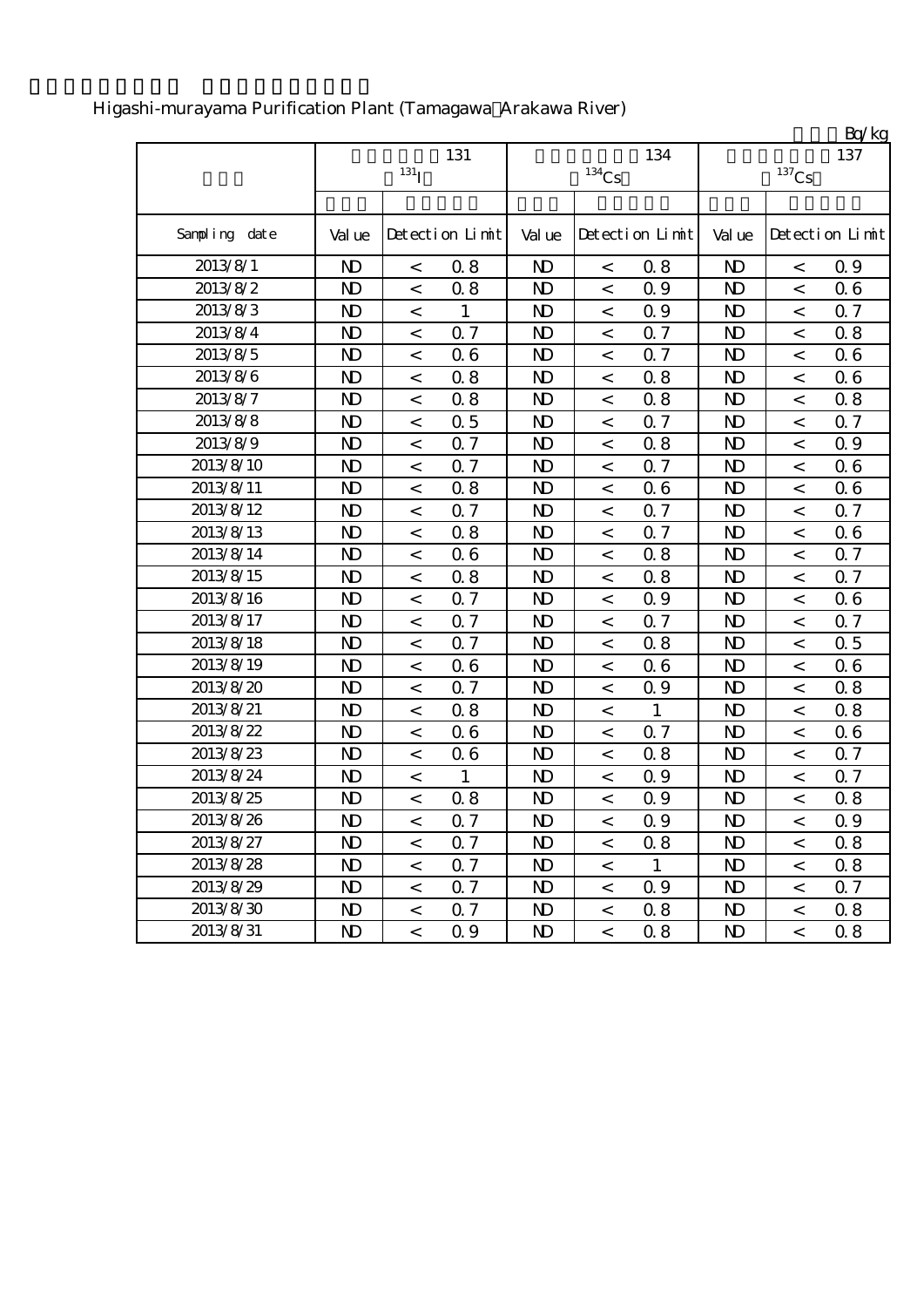Higashi-murayama Purification Plant (Tamagawa Arakawa River)

Bq/kg

| | 131 $^{131}$I | | | 134 $^{134}$Cs | | | 137 $^{137}$Cs | | |
|---|---|---|---|---|---|---|---|---|---|
| Sampling date | Value | Detection Limit | | Value | Detection Limit | | Value | Detection Limit | |
| 2013/8/1 | ND | < | 0.8 | ND | < | 0.8 | ND | < | 0.9 |
| 2013/8/2 | ND | < | 0.8 | ND | < | 0.9 | ND | < | 0.6 |
| 2013/8/3 | ND | < | 1 | ND | < | 0.9 | ND | < | 0.7 |
| 2013/8/4 | ND | < | 0.7 | ND | < | 0.7 | ND | < | 0.8 |
| 2013/8/5 | ND | < | 0.6 | ND | < | 0.7 | ND | < | 0.6 |
| 2013/8/6 | ND | < | 0.8 | ND | < | 0.8 | ND | < | 0.6 |
| 2013/8/7 | ND | < | 0.8 | ND | < | 0.8 | ND | < | 0.8 |
| 2013/8/8 | ND | < | 0.5 | ND | < | 0.7 | ND | < | 0.7 |
| 2013/8/9 | ND | < | 0.7 | ND | < | 0.8 | ND | < | 0.9 |
| 2013/8/10 | ND | < | 0.7 | ND | < | 0.7 | ND | < | 0.6 |
| 2013/8/11 | ND | < | 0.8 | ND | < | 0.6 | ND | < | 0.6 |
| 2013/8/12 | ND | < | 0.7 | ND | < | 0.7 | ND | < | 0.7 |
| 2013/8/13 | ND | < | 0.8 | ND | < | 0.7 | ND | < | 0.6 |
| 2013/8/14 | ND | < | 0.6 | ND | < | 0.8 | ND | < | 0.7 |
| 2013/8/15 | ND | < | 0.8 | ND | < | 0.8 | ND | < | 0.7 |
| 2013/8/16 | ND | < | 0.7 | ND | < | 0.9 | ND | < | 0.6 |
| 2013/8/17 | ND | < | 0.7 | ND | < | 0.7 | ND | < | 0.7 |
| 2013/8/18 | ND | < | 0.7 | ND | < | 0.8 | ND | < | 0.5 |
| 2013/8/19 | ND | < | 0.6 | ND | < | 0.6 | ND | < | 0.6 |
| 2013/8/20 | ND | < | 0.7 | ND | < | 0.9 | ND | < | 0.8 |
| 2013/8/21 | ND | < | 0.8 | ND | < | 1 | ND | < | 0.8 |
| 2013/8/22 | ND | < | 0.6 | ND | < | 0.7 | ND | < | 0.6 |
| 2013/8/23 | ND | < | 0.6 | ND | < | 0.8 | ND | < | 0.7 |
| 2013/8/24 | ND | < | 1 | ND | < | 0.9 | ND | < | 0.7 |
| 2013/8/25 | ND | < | 0.8 | ND | < | 0.9 | ND | < | 0.8 |
| 2013/8/26 | ND | < | 0.7 | ND | < | 0.9 | ND | < | 0.9 |
| 2013/8/27 | ND | < | 0.7 | ND | < | 0.8 | ND | < | 0.8 |
| 2013/8/28 | ND | < | 0.7 | ND | < | 1 | ND | < | 0.8 |
| 2013/8/29 | ND | < | 0.7 | ND | < | 0.9 | ND | < | 0.7 |
| 2013/8/30 | ND | < | 0.7 | ND | < | 0.8 | ND | < | 0.8 |
| 2013/8/31 | ND | < | 0.9 | ND | < | 0.8 | ND | < | 0.8 |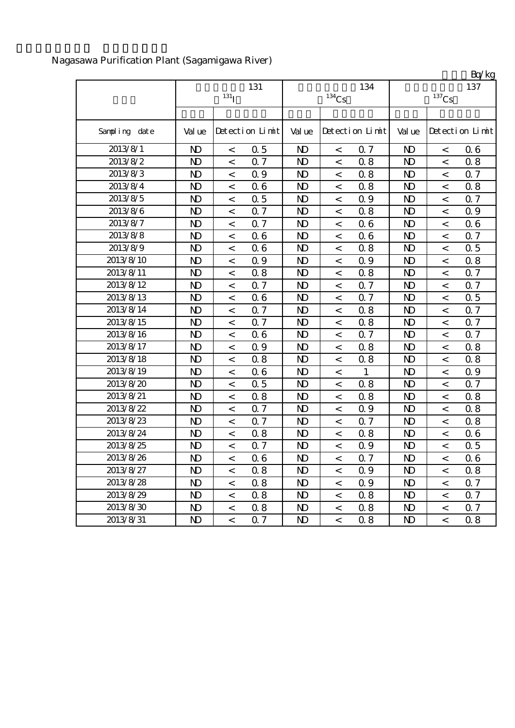Nagasawa Purification Plant (Sagamigawa River)

Bq/kg

| | 131 $^{131}I$ | | | 134 $^{134}Cs$ | | | 137 $^{137}Cs$ | | |
|---|---|---|---|---|---|---|---|---|---|
| Sampling date | Value | Detection Limit | | Value | Detection Limit | | Value | Detection Limit | |
| 2013/8/1 | ND | < | 0.5 | ND | < | 0.7 | ND | < | 0.6 |
| 2013/8/2 | ND | < | 0.7 | ND | < | 0.8 | ND | < | 0.8 |
| 2013/8/3 | ND | < | 0.9 | ND | < | 0.8 | ND | < | 0.7 |
| 2013/8/4 | ND | < | 0.6 | ND | < | 0.8 | ND | < | 0.8 |
| 2013/8/5 | ND | < | 0.5 | ND | < | 0.9 | ND | < | 0.7 |
| 2013/8/6 | ND | < | 0.7 | ND | < | 0.8 | ND | < | 0.9 |
| 2013/8/7 | ND | < | 0.7 | ND | < | 0.6 | ND | < | 0.6 |
| 2013/8/8 | ND | < | 0.6 | ND | < | 0.6 | ND | < | 0.7 |
| 2013/8/9 | ND | < | 0.6 | ND | < | 0.8 | ND | < | 0.5 |
| 2013/8/10 | ND | < | 0.9 | ND | < | 0.9 | ND | < | 0.8 |
| 2013/8/11 | ND | < | 0.8 | ND | < | 0.8 | ND | < | 0.7 |
| 2013/8/12 | ND | < | 0.7 | ND | < | 0.7 | ND | < | 0.7 |
| 2013/8/13 | ND | < | 0.6 | ND | < | 0.7 | ND | < | 0.5 |
| 2013/8/14 | ND | < | 0.7 | ND | < | 0.8 | ND | < | 0.7 |
| 2013/8/15 | ND | < | 0.7 | ND | < | 0.8 | ND | < | 0.7 |
| 2013/8/16 | ND | < | 0.6 | ND | < | 0.7 | ND | < | 0.7 |
| 2013/8/17 | ND | < | 0.9 | ND | < | 0.8 | ND | < | 0.8 |
| 2013/8/18 | ND | < | 0.8 | ND | < | 0.8 | ND | < | 0.8 |
| 2013/8/19 | ND | < | 0.6 | ND | < | 1 | ND | < | 0.9 |
| 2013/8/20 | ND | < | 0.5 | ND | < | 0.8 | ND | < | 0.7 |
| 2013/8/21 | ND | < | 0.8 | ND | < | 0.8 | ND | < | 0.8 |
| 2013/8/22 | ND | < | 0.7 | ND | < | 0.9 | ND | < | 0.8 |
| 2013/8/23 | ND | < | 0.7 | ND | < | 0.7 | ND | < | 0.8 |
| 2013/8/24 | ND | < | 0.8 | ND | < | 0.8 | ND | < | 0.6 |
| 2013/8/25 | ND | < | 0.7 | ND | < | 0.9 | ND | < | 0.5 |
| 2013/8/26 | ND | < | 0.6 | ND | < | 0.7 | ND | < | 0.6 |
| 2013/8/27 | ND | < | 0.8 | ND | < | 0.9 | ND | < | 0.8 |
| 2013/8/28 | ND | < | 0.8 | ND | < | 0.9 | ND | < | 0.7 |
| 2013/8/29 | ND | < | 0.8 | ND | < | 0.8 | ND | < | 0.7 |
| 2013/8/30 | ND | < | 0.8 | ND | < | 0.8 | ND | < | 0.7 |
| 2013/8/31 | ND | < | 0.7 | ND | < | 0.8 | ND | < | 0.8 |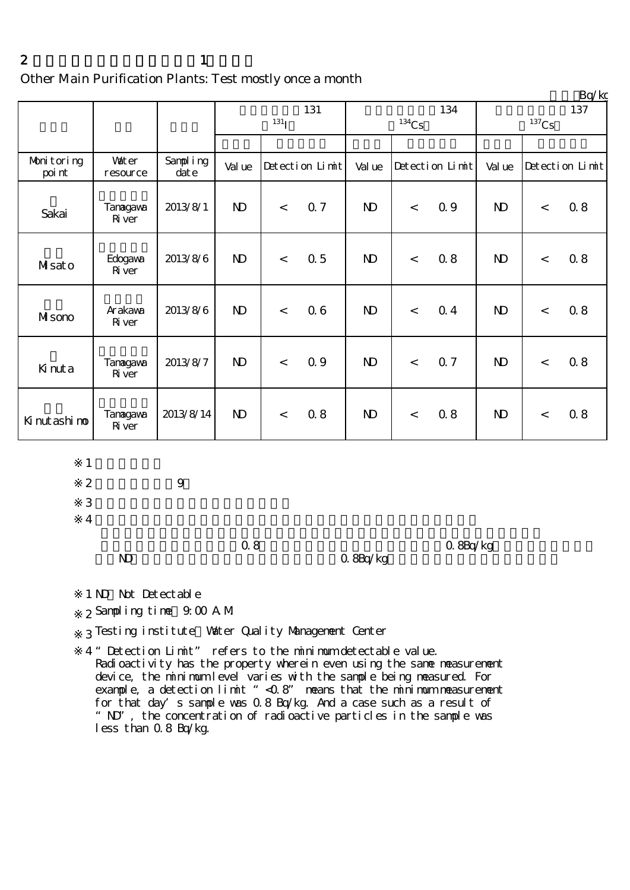2 　　　　　　　　　　　　1

Other Main Purification Plants: Test mostly once a month

Bq/kg

| | | | 131 $^{131}I$ | | | 134 $^{134}Cs$ | | | 137 $^{137}Cs$ | | |
|---|---|---|---|---|---|---|---|---|---|---|---|
| Monitoring point | Water resource | Sampling date | Value | Detection Limit | | Value | Detection Limit | | Value | Detection Limit | |
| Sakai | Tamagawa River | 2013/8/1 | ND | < | 0.7 | ND | < | 0.9 | ND | < | 0.8 |
| Misato | Edogawa River | 2013/8/6 | ND | < | 0.5 | ND | < | 0.8 | ND | < | 0.8 |
| Misono | Arakawa River | 2013/8/6 | ND | < | 0.6 | ND | < | 0.4 | ND | < | 0.8 |
| Kinuta | Tamagawa River | 2013/8/7 | ND | < | 0.9 | ND | < | 0.7 | ND | < | 0.8 |
| Kinutashimo | Tamagawa River | 2013/8/14 | ND | < | 0.8 | ND | < | 0.8 | ND | < | 0.8 |

※1

※2 　　9

※3

※4

0.8 　　　　0.8Bq/kg

ND 　　　　0.8Bq/kg

※1 ND：Not Detectable

※2 Sampling time：9:00 A.M.

※3 Testing institute：Water Quality Management Center

※4 "Detection Limit" refers to the minimum detectable value. Radioactivity has the property wherein even using the same measurement device, the minimum level varies with the sample being measured. For example, a detection limit "<0.8" means that the minimum measurement for that day's sample was 0.8 Bq/kg. And a case such as a result of "ND", the concentration of radioactive particles in the sample was less than 0.8 Bq/kg.